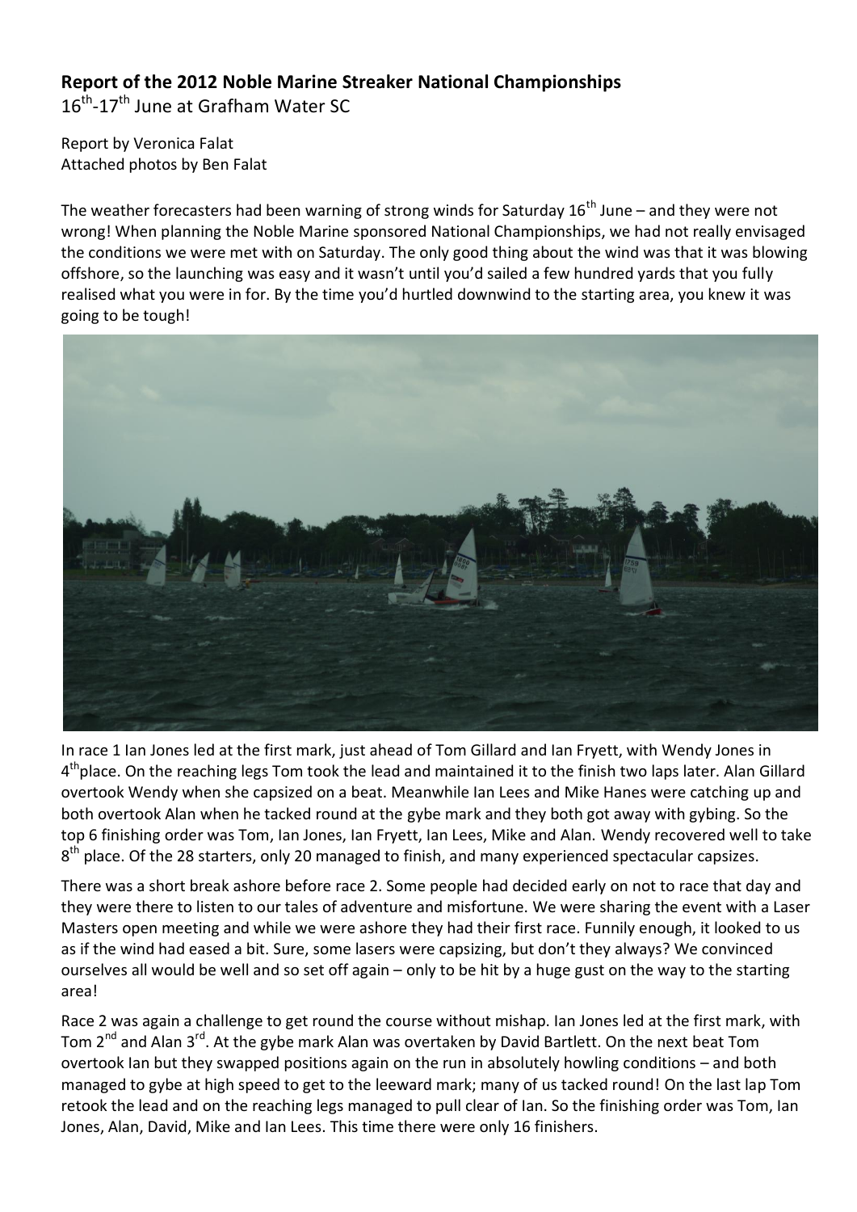**Report of the 2012 Noble Marine Streaker National Championships**

16th-17th June at Grafham Water SC

Report by Veronica Falat
Attached photos by Ben Falat

The weather forecasters had been warning of strong winds for Saturday 16th June – and they were not wrong! When planning the Noble Marine sponsored National Championships, we had not really envisaged the conditions we were met with on Saturday. The only good thing about the wind was that it was blowing offshore, so the launching was easy and it wasn't until you'd sailed a few hundred yards that you fully realised what you were in for. By the time you'd hurtled downwind to the starting area, you knew it was going to be tough!

In race 1 Ian Jones led at the first mark, just ahead of Tom Gillard and Ian Fryett, with Wendy Jones in 4th place. On the reaching legs Tom took the lead and maintained it to the finish two laps later. Alan Gillard overtook Wendy when she capsized on a beat. Meanwhile Ian Lees and Mike Hanes were catching up and both overtook Alan when he tacked round at the gybe mark and they both got away with gybing. So the top 6 finishing order was Tom, Ian Jones, Ian Fryett, Ian Lees, Mike and Alan. Wendy recovered well to take 8th place. Of the 28 starters, only 20 managed to finish, and many experienced spectacular capsizes.

There was a short break ashore before race 2. Some people had decided early on not to race that day and they were there to listen to our tales of adventure and misfortune. We were sharing the event with a Laser Masters open meeting and while we were ashore they had their first race. Funnily enough, it looked to us as if the wind had eased a bit. Sure, some lasers were capsizing, but don't they always? We convinced ourselves all would be well and so set off again – only to be hit by a huge gust on the way to the starting area!

Race 2 was again a challenge to get round the course without mishap. Ian Jones led at the first mark, with Tom 2nd and Alan 3rd. At the gybe mark Alan was overtaken by David Bartlett. On the next beat Tom overtook Ian but they swapped positions again on the run in absolutely howling conditions – and both managed to gybe at high speed to get to the leeward mark; many of us tacked round! On the last lap Tom retook the lead and on the reaching legs managed to pull clear of Ian. So the finishing order was Tom, Ian Jones, Alan, David, Mike and Ian Lees. This time there were only 16 finishers.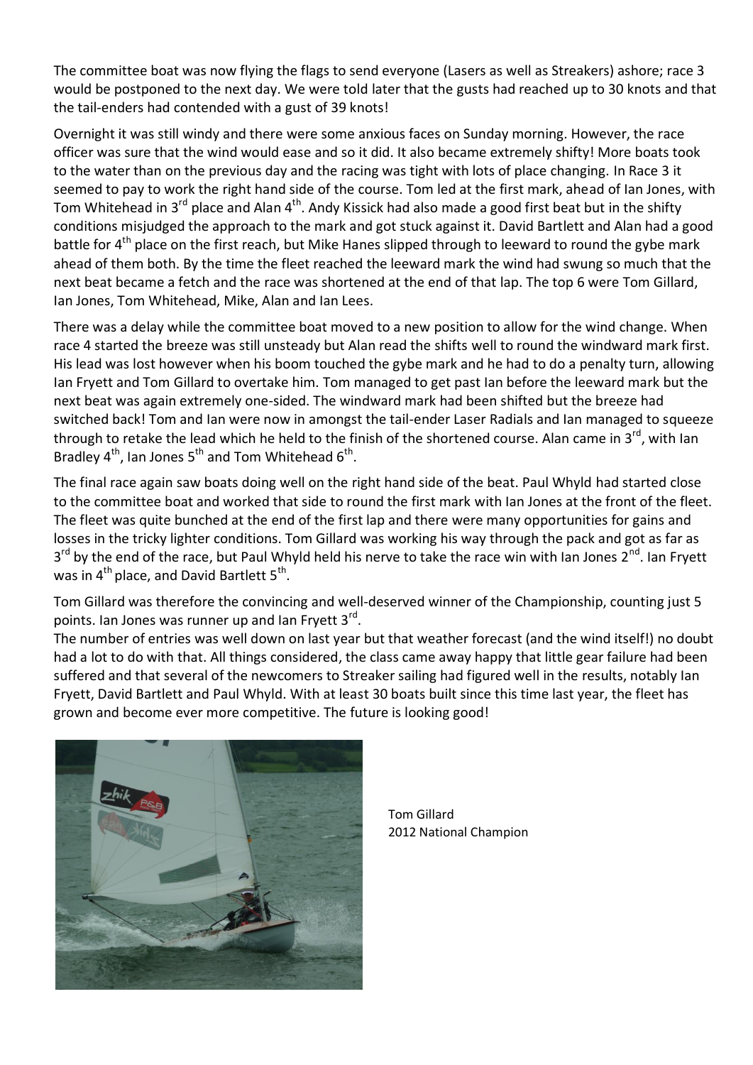The committee boat was now flying the flags to send everyone (Lasers as well as Streakers) ashore; race 3 would be postponed to the next day. We were told later that the gusts had reached up to 30 knots and that the tail-enders had contended with a gust of 39 knots!

Overnight it was still windy and there were some anxious faces on Sunday morning. However, the race officer was sure that the wind would ease and so it did. It also became extremely shifty! More boats took to the water than on the previous day and the racing was tight with lots of place changing. In Race 3 it seemed to pay to work the right hand side of the course. Tom led at the first mark, ahead of Ian Jones, with Tom Whitehead in 3rd place and Alan 4th. Andy Kissick had also made a good first beat but in the shifty conditions misjudged the approach to the mark and got stuck against it. David Bartlett and Alan had a good battle for 4th place on the first reach, but Mike Hanes slipped through to leeward to round the gybe mark ahead of them both. By the time the fleet reached the leeward mark the wind had swung so much that the next beat became a fetch and the race was shortened at the end of that lap. The top 6 were Tom Gillard, Ian Jones, Tom Whitehead, Mike, Alan and Ian Lees.

There was a delay while the committee boat moved to a new position to allow for the wind change. When race 4 started the breeze was still unsteady but Alan read the shifts well to round the windward mark first. His lead was lost however when his boom touched the gybe mark and he had to do a penalty turn, allowing Ian Fryett and Tom Gillard to overtake him. Tom managed to get past Ian before the leeward mark but the next beat was again extremely one-sided. The windward mark had been shifted but the breeze had switched back! Tom and Ian were now in amongst the tail-ender Laser Radials and Ian managed to squeeze through to retake the lead which he held to the finish of the shortened course. Alan came in 3rd, with Ian Bradley 4th, Ian Jones 5th and Tom Whitehead 6th.

The final race again saw boats doing well on the right hand side of the beat. Paul Whyld had started close to the committee boat and worked that side to round the first mark with Ian Jones at the front of the fleet. The fleet was quite bunched at the end of the first lap and there were many opportunities for gains and losses in the tricky lighter conditions. Tom Gillard was working his way through the pack and got as far as 3rd by the end of the race, but Paul Whyld held his nerve to take the race win with Ian Jones 2nd. Ian Fryett was in 4th place, and David Bartlett 5th.

Tom Gillard was therefore the convincing and well-deserved winner of the Championship, counting just 5 points. Ian Jones was runner up and Ian Fryett 3rd.

The number of entries was well down on last year but that weather forecast (and the wind itself!) no doubt had a lot to do with that. All things considered, the class came away happy that little gear failure had been suffered and that several of the newcomers to Streaker sailing had figured well in the results, notably Ian Fryett, David Bartlett and Paul Whyld. With at least 30 boats built since this time last year, the fleet has grown and become ever more competitive. The future is looking good!

Tom Gillard
2012 National Champion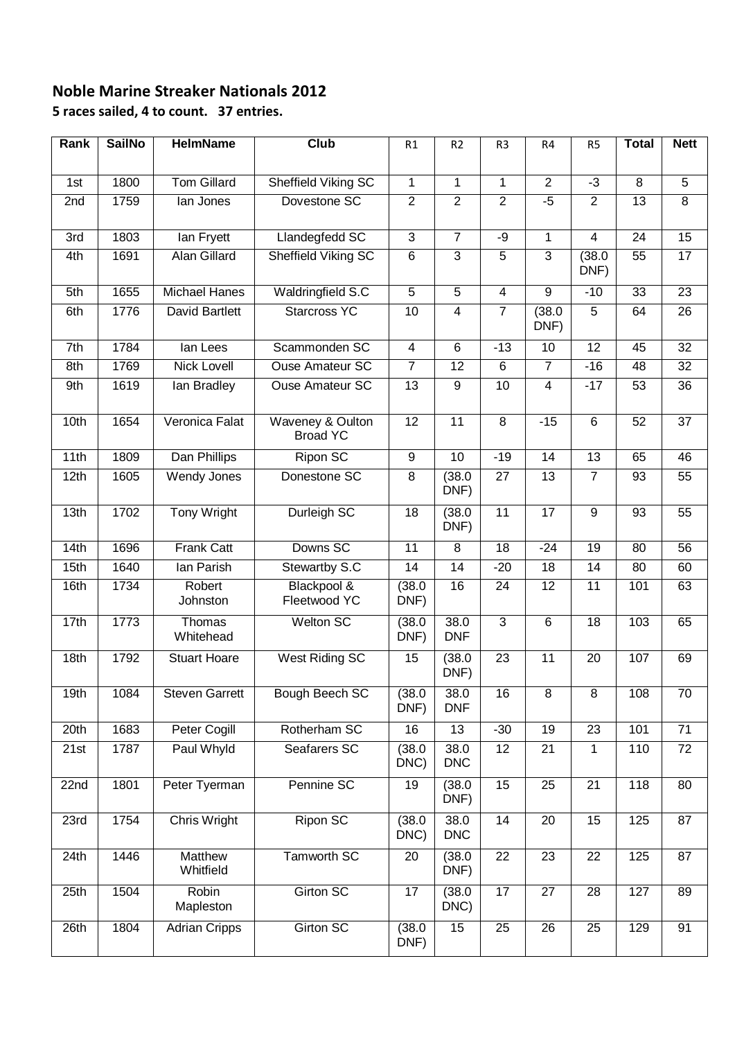## Noble Marine Streaker Nationals 2012

**5 races sailed, 4 to count. 37 entries.**

| Rank | SailNo | HelmName | Club | R1 | R2 | R3 | R4 | R5 | Total | Nett |
|---|---|---|---|---|---|---|---|---|---|---|
| 1st | 1800 | Tom Gillard | Sheffield Viking SC | 1 | 1 | 1 | 2 | -3 | 8 | 5 |
| 2nd | 1759 | Ian Jones | Dovestone SC | 2 | 2 | 2 | -5 | 2 | 13 | 8 |
| 3rd | 1803 | Ian Fryett | Llandegfedd SC | 3 | 7 | -9 | 1 | 4 | 24 | 15 |
| 4th | 1691 | Alan Gillard | Sheffield Viking SC | 6 | 3 | 5 | 3 | (38.0 DNF) | 55 | 17 |
| 5th | 1655 | Michael Hanes | Waldringfield S.C | 5 | 5 | 4 | 9 | -10 | 33 | 23 |
| 6th | 1776 | David Bartlett | Starcross YC | 10 | 4 | 7 | (38.0 DNF) | 5 | 64 | 26 |
| 7th | 1784 | Ian Lees | Scammonden SC | 4 | 6 | -13 | 10 | 12 | 45 | 32 |
| 8th | 1769 | Nick Lovell | Ouse Amateur SC | 7 | 12 | 6 | 7 | -16 | 48 | 32 |
| 9th | 1619 | Ian Bradley | Ouse Amateur SC | 13 | 9 | 10 | 4 | -17 | 53 | 36 |
| 10th | 1654 | Veronica Falat | Waveney & Oulton Broad YC | 12 | 11 | 8 | -15 | 6 | 52 | 37 |
| 11th | 1809 | Dan Phillips | Ripon SC | 9 | 10 | -19 | 14 | 13 | 65 | 46 |
| 12th | 1605 | Wendy Jones | Donestone SC | 8 | (38.0 DNF) | 27 | 13 | 7 | 93 | 55 |
| 13th | 1702 | Tony Wright | Durleigh SC | 18 | (38.0 DNF) | 11 | 17 | 9 | 93 | 55 |
| 14th | 1696 | Frank Catt | Downs SC | 11 | 8 | 18 | -24 | 19 | 80 | 56 |
| 15th | 1640 | Ian Parish | Stewartby S.C | 14 | 14 | -20 | 18 | 14 | 80 | 60 |
| 16th | 1734 | Robert Johnston | Blackpool & Fleetwood YC | (38.0 DNF) | 16 | 24 | 12 | 11 | 101 | 63 |
| 17th | 1773 | Thomas Whitehead | Welton SC | (38.0 DNF) | 38.0 DNF | 3 | 6 | 18 | 103 | 65 |
| 18th | 1792 | Stuart Hoare | West Riding SC | 15 | (38.0 DNF) | 23 | 11 | 20 | 107 | 69 |
| 19th | 1084 | Steven Garrett | Bough Beech SC | (38.0 DNF) | 38.0 DNF | 16 | 8 | 8 | 108 | 70 |
| 20th | 1683 | Peter Cogill | Rotherham SC | 16 | 13 | -30 | 19 | 23 | 101 | 71 |
| 21st | 1787 | Paul Whyld | Seafarers SC | (38.0 DNC) | 38.0 DNC | 12 | 21 | 1 | 110 | 72 |
| 22nd | 1801 | Peter Tyerman | Pennine SC | 19 | (38.0 DNF) | 15 | 25 | 21 | 118 | 80 |
| 23rd | 1754 | Chris Wright | Ripon SC | (38.0 DNC) | 38.0 DNC | 14 | 20 | 15 | 125 | 87 |
| 24th | 1446 | Matthew Whitfield | Tamworth SC | 20 | (38.0 DNF) | 22 | 23 | 22 | 125 | 87 |
| 25th | 1504 | Robin Mapleston | Girton SC | 17 | (38.0 DNC) | 17 | 27 | 28 | 127 | 89 |
| 26th | 1804 | Adrian Cripps | Girton SC | (38.0 DNF) | 15 | 25 | 26 | 25 | 129 | 91 |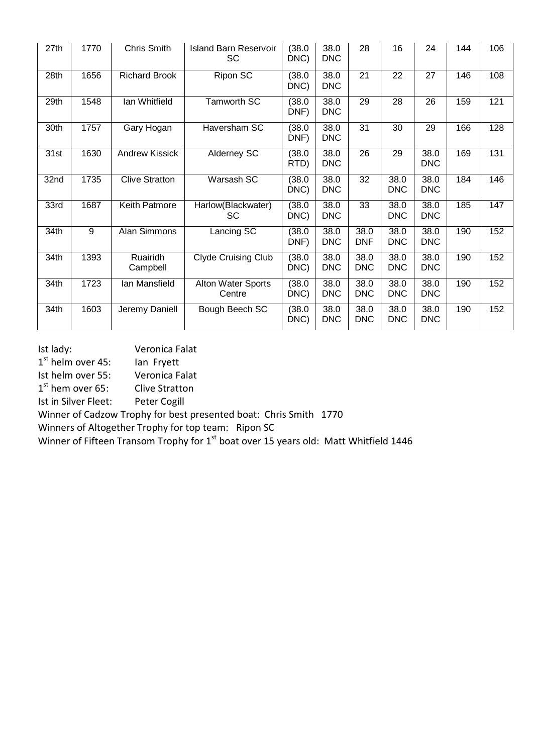| | | | | | | | | | | |
|---|---|---|---|---|---|---|---|---|---|---|
| 27th | 1770 | Chris Smith | Island Barn Reservoir SC | (38.0 DNC) | 38.0 DNC | 28 | 16 | 24 | 144 | 106 |
| 28th | 1656 | Richard Brook | Ripon SC | (38.0 DNC) | 38.0 DNC | 21 | 22 | 27 | 146 | 108 |
| 29th | 1548 | Ian Whitfield | Tamworth SC | (38.0 DNF) | 38.0 DNC | 29 | 28 | 26 | 159 | 121 |
| 30th | 1757 | Gary Hogan | Haversham SC | (38.0 DNF) | 38.0 DNC | 31 | 30 | 29 | 166 | 128 |
| 31st | 1630 | Andrew Kissick | Alderney SC | (38.0 RTD) | 38.0 DNC | 26 | 29 | 38.0 DNC | 169 | 131 |
| 32nd | 1735 | Clive Stratton | Warsash SC | (38.0 DNC) | 38.0 DNC | 32 | 38.0 DNC | 38.0 DNC | 184 | 146 |
| 33rd | 1687 | Keith Patmore | Harlow(Blackwater) SC | (38.0 DNC) | 38.0 DNC | 33 | 38.0 DNC | 38.0 DNC | 185 | 147 |
| 34th | 9 | Alan Simmons | Lancing SC | (38.0 DNF) | 38.0 DNC | 38.0 DNF | 38.0 DNC | 38.0 DNC | 190 | 152 |
| 34th | 1393 | Ruairidh Campbell | Clyde Cruising Club | (38.0 DNC) | 38.0 DNC | 38.0 DNC | 38.0 DNC | 38.0 DNC | 190 | 152 |
| 34th | 1723 | Ian Mansfield | Alton Water Sports Centre | (38.0 DNC) | 38.0 DNC | 38.0 DNC | 38.0 DNC | 38.0 DNC | 190 | 152 |
| 34th | 1603 | Jeremy Daniell | Bough Beech SC | (38.0 DNC) | 38.0 DNC | 38.0 DNC | 38.0 DNC | 38.0 DNC | 190 | 152 |

Ist lady: Veronica Falat

1st helm over 45: Ian Fryett

Ist helm over 55: Veronica Falat

1st hem over 65: Clive Stratton

Ist in Silver Fleet: Peter Cogill

Winner of Cadzow Trophy for best presented boat: Chris Smith 1770

Winners of Altogether Trophy for top team: Ripon SC

Winner of Fifteen Transom Trophy for 1st boat over 15 years old: Matt Whitfield 1446